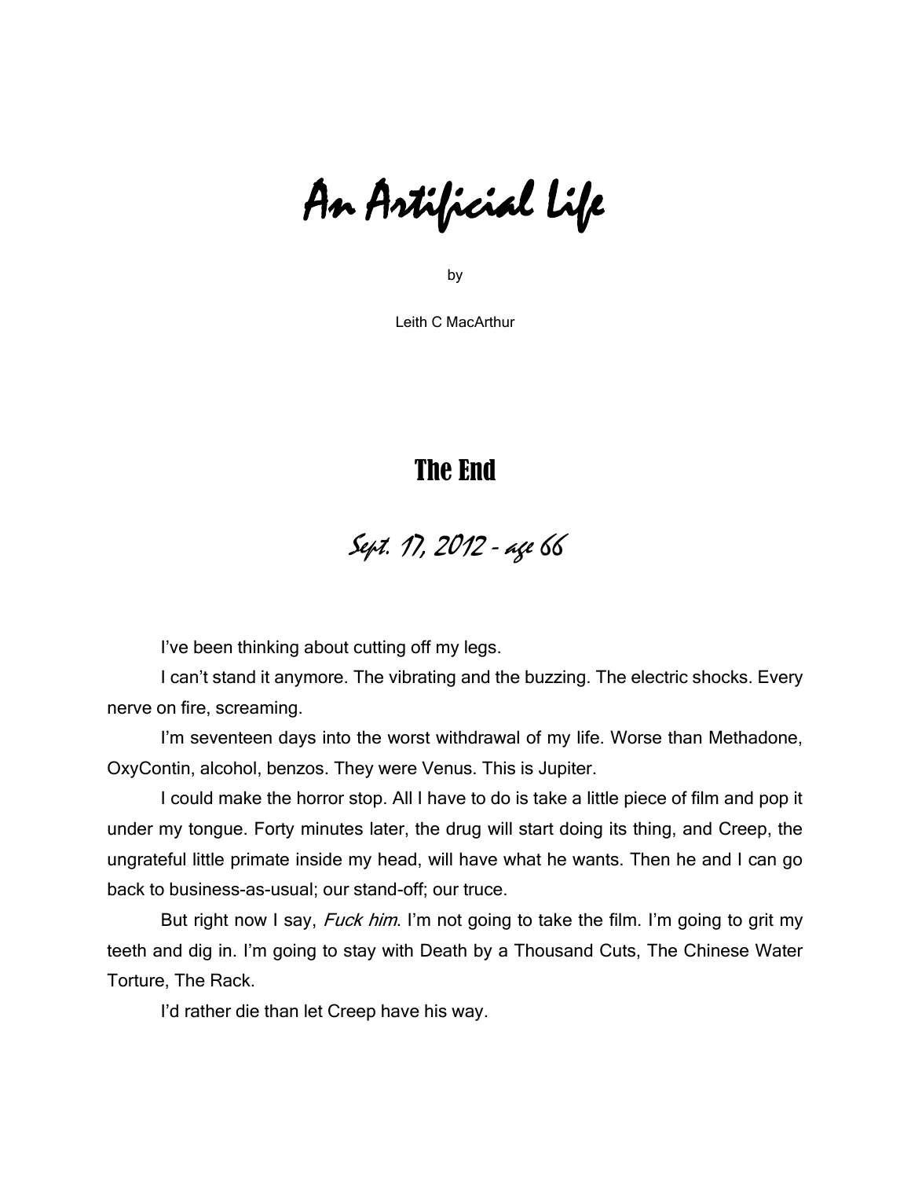# An Artificial Life

by

Leith C MacArthur

## The End

### Sept. 17, 2012 - age 66

I've been thinking about cutting off my legs.

I can't stand it anymore. The vibrating and the buzzing. The electric shocks. Every nerve on fire, screaming.

I'm seventeen days into the worst withdrawal of my life. Worse than Methadone, OxyContin, alcohol, benzos. They were Venus. This is Jupiter.

I could make the horror stop. All I have to do is take a little piece of film and pop it under my tongue. Forty minutes later, the drug will start doing its thing, and Creep, the ungrateful little primate inside my head, will have what he wants. Then he and I can go back to business-as-usual; our stand-off; our truce.

But right now I say, *Fuck him*. I'm not going to take the film. I'm going to grit my teeth and dig in. I'm going to stay with Death by a Thousand Cuts, The Chinese Water Torture, The Rack.

I'd rather die than let Creep have his way.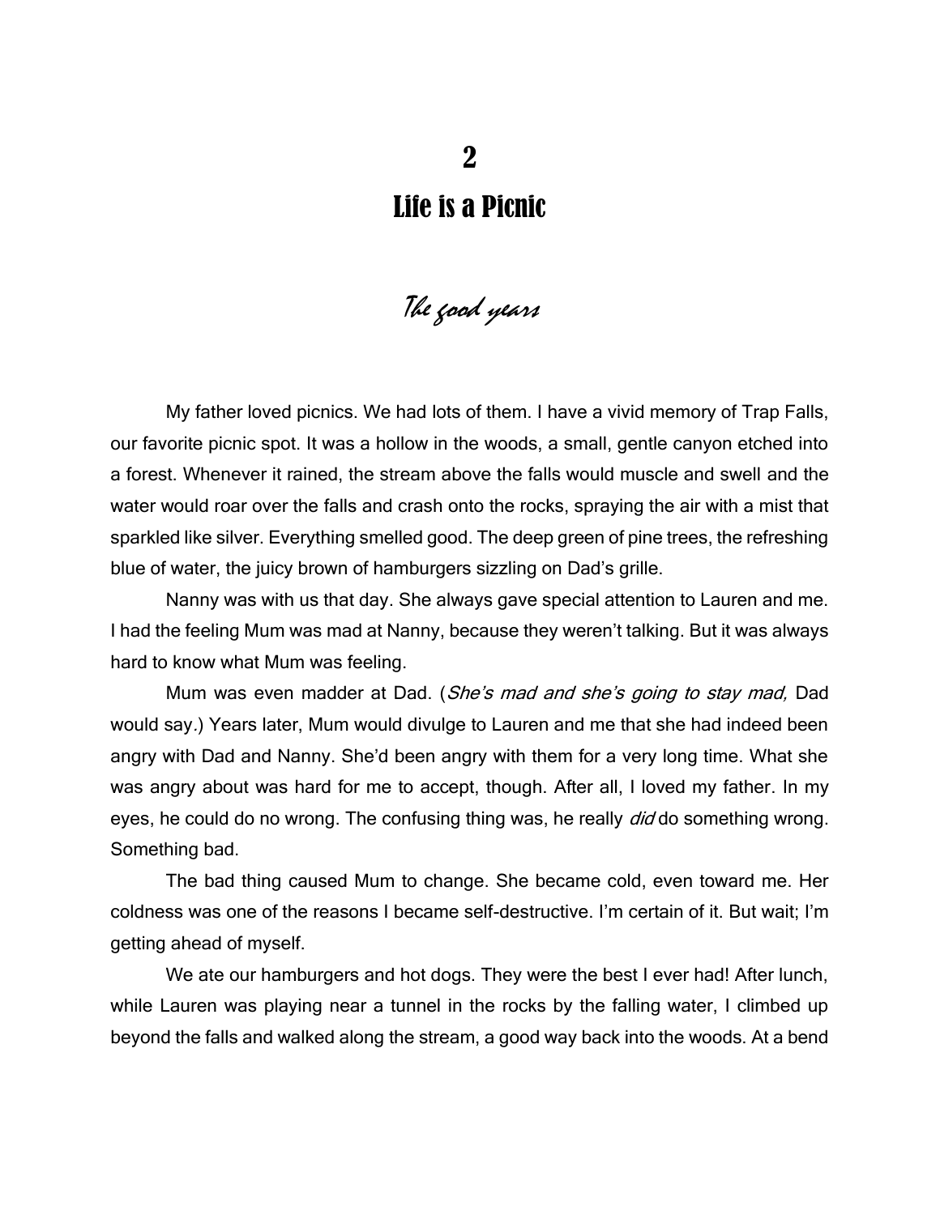# 2

# Life is a Picnic

*The good years*

My father loved picnics. We had lots of them. I have a vivid memory of Trap Falls, our favorite picnic spot. It was a hollow in the woods, a small, gentle canyon etched into a forest. Whenever it rained, the stream above the falls would muscle and swell and the water would roar over the falls and crash onto the rocks, spraying the air with a mist that sparkled like silver. Everything smelled good. The deep green of pine trees, the refreshing blue of water, the juicy brown of hamburgers sizzling on Dad's grille.

Nanny was with us that day. She always gave special attention to Lauren and me. I had the feeling Mum was mad at Nanny, because they weren't talking. But it was always hard to know what Mum was feeling.

Mum was even madder at Dad. (*She's mad and she's going to stay mad,* Dad would say.) Years later, Mum would divulge to Lauren and me that she had indeed been angry with Dad and Nanny. She'd been angry with them for a very long time. What she was angry about was hard for me to accept, though. After all, I loved my father. In my eyes, he could do no wrong. The confusing thing was, he really *did* do something wrong. Something bad.

The bad thing caused Mum to change. She became cold, even toward me. Her coldness was one of the reasons I became self-destructive. I'm certain of it. But wait; I'm getting ahead of myself.

We ate our hamburgers and hot dogs. They were the best I ever had! After lunch, while Lauren was playing near a tunnel in the rocks by the falling water, I climbed up beyond the falls and walked along the stream, a good way back into the woods. At a bend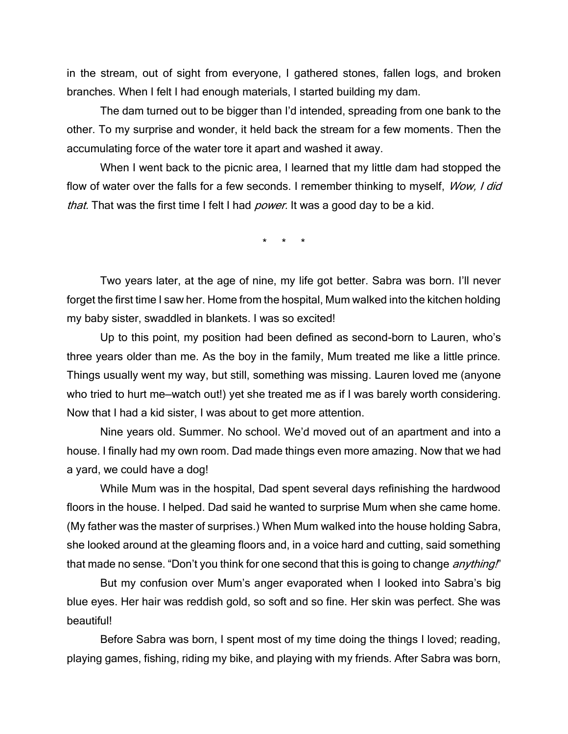in the stream, out of sight from everyone, I gathered stones, fallen logs, and broken branches. When I felt I had enough materials, I started building my dam.

The dam turned out to be bigger than I'd intended, spreading from one bank to the other. To my surprise and wonder, it held back the stream for a few moments. Then the accumulating force of the water tore it apart and washed it away.

When I went back to the picnic area, I learned that my little dam had stopped the flow of water over the falls for a few seconds. I remember thinking to myself, *Wow, I did that.* That was the first time I felt I had *power.* It was a good day to be a kid.

\* \* \*

Two years later, at the age of nine, my life got better. Sabra was born. I'll never forget the first time I saw her. Home from the hospital, Mum walked into the kitchen holding my baby sister, swaddled in blankets. I was so excited!

Up to this point, my position had been defined as second-born to Lauren, who's three years older than me. As the boy in the family, Mum treated me like a little prince. Things usually went my way, but still, something was missing. Lauren loved me (anyone who tried to hurt me—watch out!) yet she treated me as if I was barely worth considering. Now that I had a kid sister, I was about to get more attention.

Nine years old. Summer. No school. We'd moved out of an apartment and into a house. I finally had my own room. Dad made things even more amazing. Now that we had a yard, we could have a dog!

While Mum was in the hospital, Dad spent several days refinishing the hardwood floors in the house. I helped. Dad said he wanted to surprise Mum when she came home. (My father was the master of surprises.) When Mum walked into the house holding Sabra, she looked around at the gleaming floors and, in a voice hard and cutting, said something that made no sense. "Don't you think for one second that this is going to change *anything!*"

But my confusion over Mum's anger evaporated when I looked into Sabra's big blue eyes. Her hair was reddish gold, so soft and so fine. Her skin was perfect. She was beautiful!

Before Sabra was born, I spent most of my time doing the things I loved; reading, playing games, fishing, riding my bike, and playing with my friends. After Sabra was born,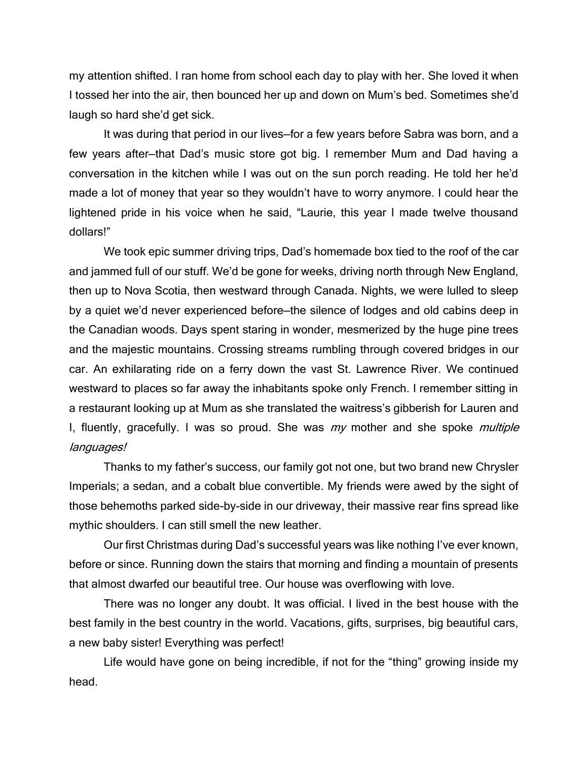my attention shifted. I ran home from school each day to play with her. She loved it when I tossed her into the air, then bounced her up and down on Mum's bed. Sometimes she'd laugh so hard she'd get sick.

It was during that period in our lives—for a few years before Sabra was born, and a few years after—that Dad's music store got big. I remember Mum and Dad having a conversation in the kitchen while I was out on the sun porch reading. He told her he'd made a lot of money that year so they wouldn't have to worry anymore. I could hear the lightened pride in his voice when he said, "Laurie, this year I made twelve thousand dollars!"

We took epic summer driving trips, Dad's homemade box tied to the roof of the car and jammed full of our stuff. We'd be gone for weeks, driving north through New England, then up to Nova Scotia, then westward through Canada. Nights, we were lulled to sleep by a quiet we'd never experienced before—the silence of lodges and old cabins deep in the Canadian woods. Days spent staring in wonder, mesmerized by the huge pine trees and the majestic mountains. Crossing streams rumbling through covered bridges in our car. An exhilarating ride on a ferry down the vast St. Lawrence River. We continued westward to places so far away the inhabitants spoke only French. I remember sitting in a restaurant looking up at Mum as she translated the waitress's gibberish for Lauren and I, fluently, gracefully. I was so proud. She was *my* mother and she spoke *multiple languages!*

Thanks to my father's success, our family got not one, but two brand new Chrysler Imperials; a sedan, and a cobalt blue convertible. My friends were awed by the sight of those behemoths parked side-by-side in our driveway, their massive rear fins spread like mythic shoulders. I can still smell the new leather.

Our first Christmas during Dad's successful years was like nothing I've ever known, before or since. Running down the stairs that morning and finding a mountain of presents that almost dwarfed our beautiful tree. Our house was overflowing with love.

There was no longer any doubt. It was official. I lived in the best house with the best family in the best country in the world. Vacations, gifts, surprises, big beautiful cars, a new baby sister! Everything was perfect!

Life would have gone on being incredible, if not for the "thing" growing inside my head.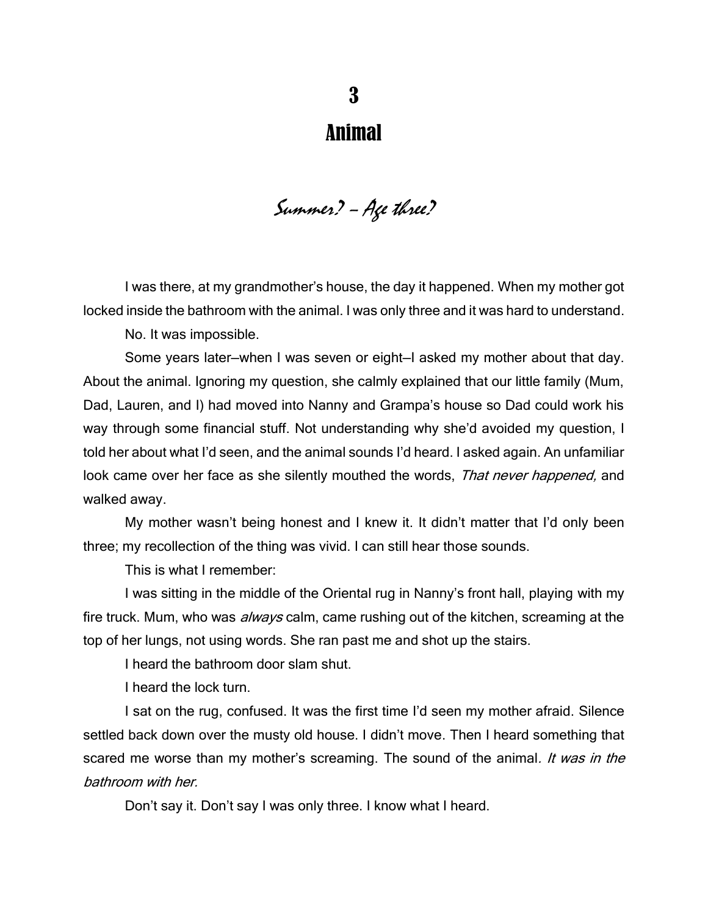# 3

# Animal

*Summer? – Age three?*

I was there, at my grandmother's house, the day it happened. When my mother got locked inside the bathroom with the animal. I was only three and it was hard to understand.

No. It was impossible.

Some years later—when I was seven or eight—I asked my mother about that day. About the animal. Ignoring my question, she calmly explained that our little family (Mum, Dad, Lauren, and I) had moved into Nanny and Grampa's house so Dad could work his way through some financial stuff. Not understanding why she'd avoided my question, I told her about what I'd seen, and the animal sounds I'd heard. I asked again. An unfamiliar look came over her face as she silently mouthed the words, *That never happened,* and walked away.

My mother wasn't being honest and I knew it. It didn't matter that I'd only been three; my recollection of the thing was vivid. I can still hear those sounds.

This is what I remember:

I was sitting in the middle of the Oriental rug in Nanny's front hall, playing with my fire truck. Mum, who was *always* calm, came rushing out of the kitchen, screaming at the top of her lungs, not using words. She ran past me and shot up the stairs.

I heard the bathroom door slam shut.

I heard the lock turn.

I sat on the rug, confused. It was the first time I'd seen my mother afraid. Silence settled back down over the musty old house. I didn't move. Then I heard something that scared me worse than my mother's screaming. The sound of the animal*. It was in the bathroom with her.*

Don't say it. Don't say I was only three. I know what I heard.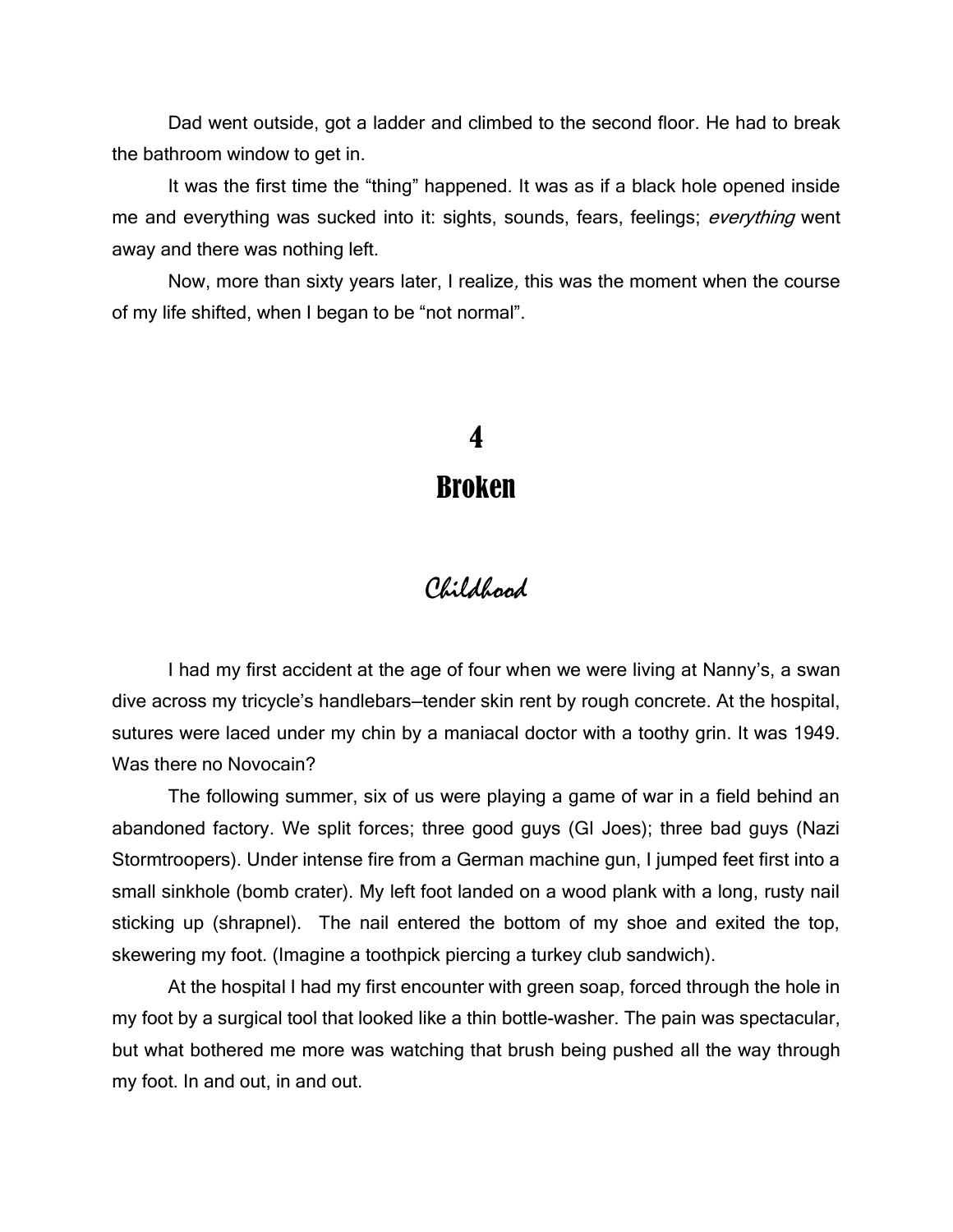Dad went outside, got a ladder and climbed to the second floor. He had to break the bathroom window to get in.

It was the first time the "thing" happened. It was as if a black hole opened inside me and everything was sucked into it: sights, sounds, fears, feelings; *everything* went away and there was nothing left.

Now, more than sixty years later, I realize*,* this was the moment when the course of my life shifted, when I began to be "not normal".

# 4

# Broken

## *Childhood*

I had my first accident at the age of four when we were living at Nanny's, a swan dive across my tricycle's handlebars—tender skin rent by rough concrete. At the hospital, sutures were laced under my chin by a maniacal doctor with a toothy grin. It was 1949. Was there no Novocain?

The following summer, six of us were playing a game of war in a field behind an abandoned factory. We split forces; three good guys (GI Joes); three bad guys (Nazi Stormtroopers). Under intense fire from a German machine gun, I jumped feet first into a small sinkhole (bomb crater). My left foot landed on a wood plank with a long, rusty nail sticking up (shrapnel). The nail entered the bottom of my shoe and exited the top, skewering my foot. (Imagine a toothpick piercing a turkey club sandwich).

At the hospital I had my first encounter with green soap, forced through the hole in my foot by a surgical tool that looked like a thin bottle-washer. The pain was spectacular, but what bothered me more was watching that brush being pushed all the way through my foot. In and out, in and out.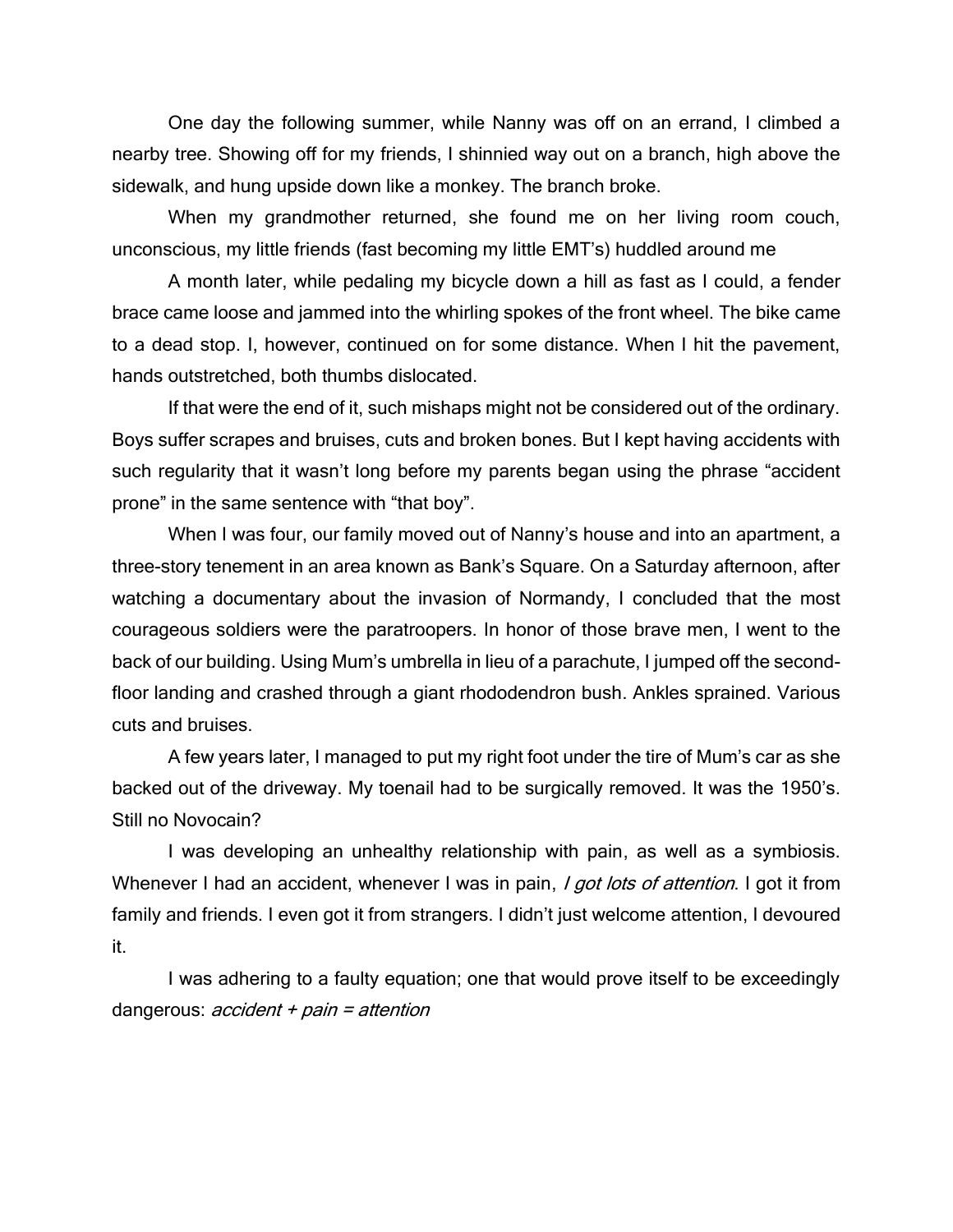One day the following summer, while Nanny was off on an errand, I climbed a nearby tree. Showing off for my friends, I shinnied way out on a branch, high above the sidewalk, and hung upside down like a monkey. The branch broke.

When my grandmother returned, she found me on her living room couch, unconscious, my little friends (fast becoming my little EMT's) huddled around me

A month later, while pedaling my bicycle down a hill as fast as I could, a fender brace came loose and jammed into the whirling spokes of the front wheel. The bike came to a dead stop. I, however, continued on for some distance. When I hit the pavement, hands outstretched, both thumbs dislocated.

If that were the end of it, such mishaps might not be considered out of the ordinary. Boys suffer scrapes and bruises, cuts and broken bones. But I kept having accidents with such regularity that it wasn't long before my parents began using the phrase "accident prone" in the same sentence with "that boy".

When I was four, our family moved out of Nanny's house and into an apartment, a three-story tenement in an area known as Bank's Square. On a Saturday afternoon, after watching a documentary about the invasion of Normandy, I concluded that the most courageous soldiers were the paratroopers. In honor of those brave men, I went to the back of our building. Using Mum's umbrella in lieu of a parachute, I jumped off the second-floor landing and crashed through a giant rhododendron bush. Ankles sprained. Various cuts and bruises.

A few years later, I managed to put my right foot under the tire of Mum's car as she backed out of the driveway. My toenail had to be surgically removed. It was the 1950's. Still no Novocain?

I was developing an unhealthy relationship with pain, as well as a symbiosis. Whenever I had an accident, whenever I was in pain, *I got lots of attention*. I got it from family and friends. I even got it from strangers. I didn't just welcome attention, I devoured it.

I was adhering to a faulty equation; one that would prove itself to be exceedingly dangerous: *accident + pain = attention*